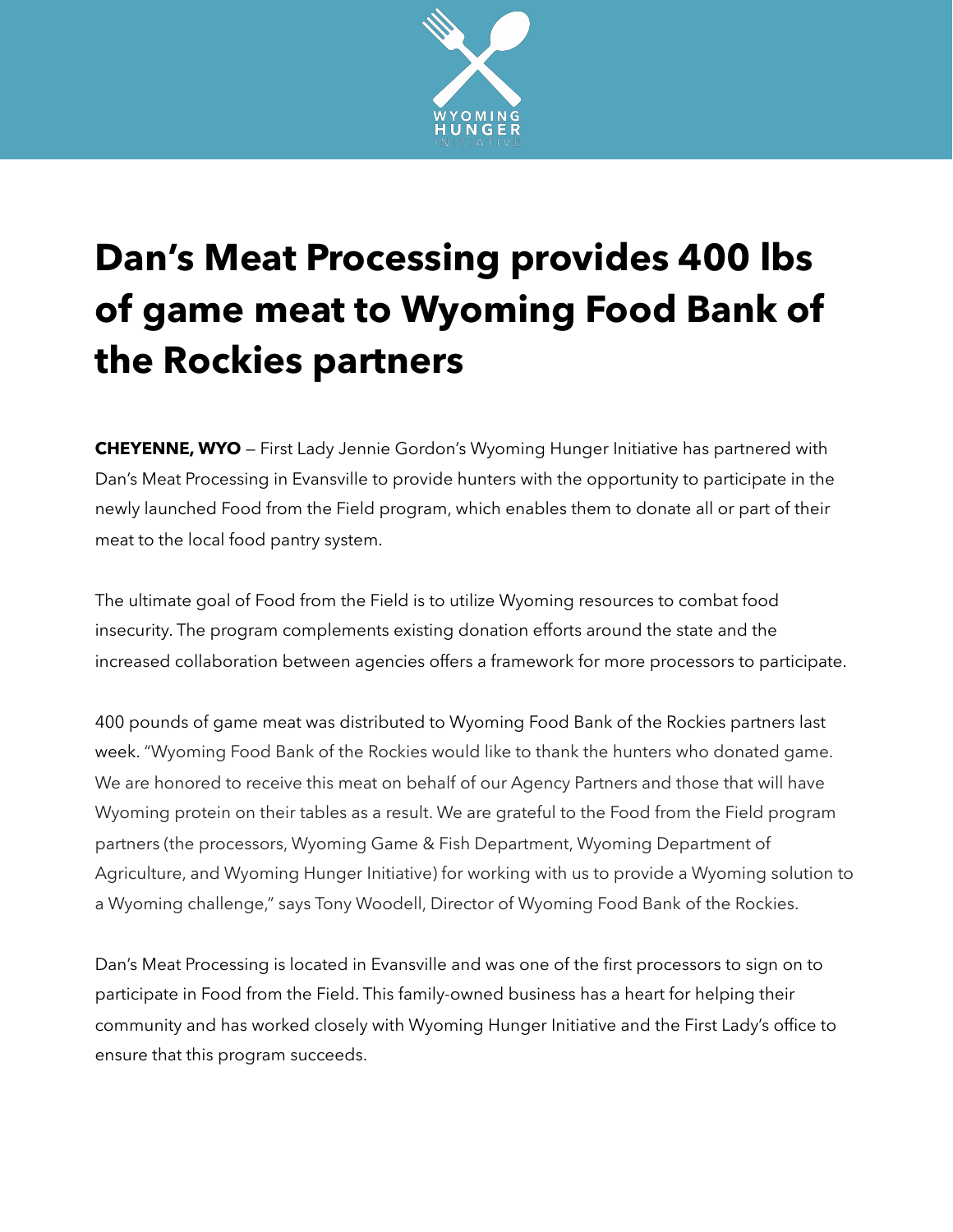WYOMING HUNGER INITIATIVE

# Dan's Meat Processing provides 400 lbs of game meat to Wyoming Food Bank of the Rockies partners

**CHEYENNE, WYO** — First Lady Jennie Gordon's Wyoming Hunger Initiative has partnered with Dan's Meat Processing in Evansville to provide hunters with the opportunity to participate in the newly launched Food from the Field program, which enables them to donate all or part of their meat to the local food pantry system.

The ultimate goal of Food from the Field is to utilize Wyoming resources to combat food insecurity. The program complements existing donation efforts around the state and the increased collaboration between agencies offers a framework for more processors to participate.

400 pounds of game meat was distributed to Wyoming Food Bank of the Rockies partners last week. "Wyoming Food Bank of the Rockies would like to thank the hunters who donated game. We are honored to receive this meat on behalf of our Agency Partners and those that will have Wyoming protein on their tables as a result. We are grateful to the Food from the Field program partners (the processors, Wyoming Game & Fish Department, Wyoming Department of Agriculture, and Wyoming Hunger Initiative) for working with us to provide a Wyoming solution to a Wyoming challenge," says Tony Woodell, Director of Wyoming Food Bank of the Rockies.

Dan's Meat Processing is located in Evansville and was one of the first processors to sign on to participate in Food from the Field. This family-owned business has a heart for helping their community and has worked closely with Wyoming Hunger Initiative and the First Lady's office to ensure that this program succeeds.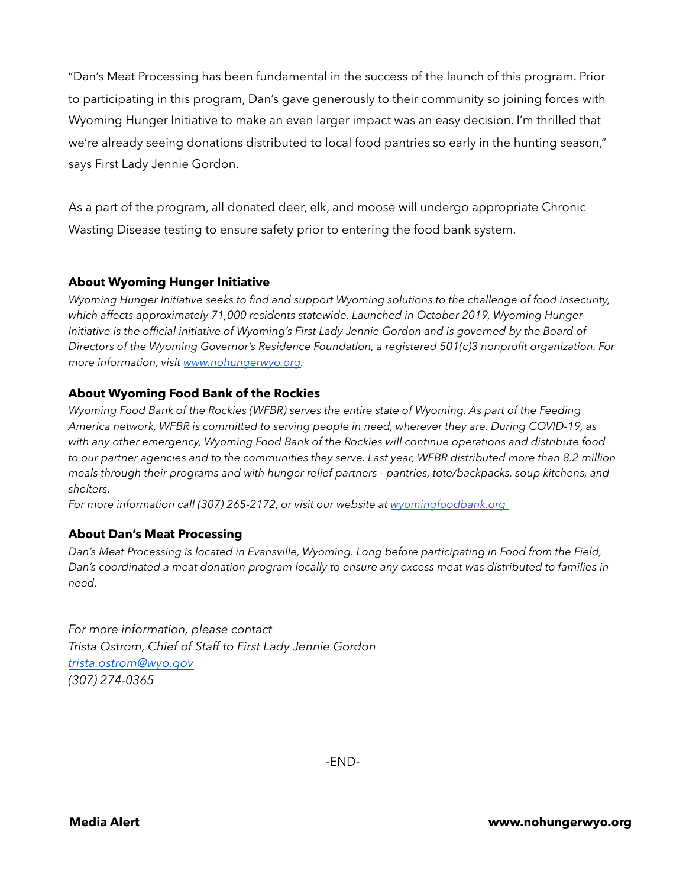"Dan's Meat Processing has been fundamental in the success of the launch of this program. Prior to participating in this program, Dan's gave generously to their community so joining forces with Wyoming Hunger Initiative to make an even larger impact was an easy decision. I'm thrilled that we're already seeing donations distributed to local food pantries so early in the hunting season," says First Lady Jennie Gordon.

As a part of the program, all donated deer, elk, and moose will undergo appropriate Chronic Wasting Disease testing to ensure safety prior to entering the food bank system.

### About Wyoming Hunger Initiative

*Wyoming Hunger Initiative seeks to find and support Wyoming solutions to the challenge of food insecurity, which affects approximately 71,000 residents statewide. Launched in October 2019, Wyoming Hunger Initiative is the official initiative of Wyoming's First Lady Jennie Gordon and is governed by the Board of Directors of the Wyoming Governor's Residence Foundation, a registered 501(c)3 nonprofit organization. For more information, visit [www.nohungerwyo.org](www.nohungerwyo.org).*

### About Wyoming Food Bank of the Rockies

*Wyoming Food Bank of the Rockies (WFBR) serves the entire state of Wyoming. As part of the Feeding America network, WFBR is committed to serving people in need, wherever they are. During COVID-19, as with any other emergency, Wyoming Food Bank of the Rockies will continue operations and distribute food to our partner agencies and to the communities they serve. Last year, WFBR distributed more than 8.2 million meals through their programs and with hunger relief partners - pantries, tote/backpacks, soup kitchens, and shelters.*

*For more information call (307) 265-2172, or visit our website at [wyomingfoodbank.org](wyomingfoodbank.org)*

### About Dan's Meat Processing

*Dan's Meat Processing is located in Evansville, Wyoming. Long before participating in Food from the Field, Dan's coordinated a meat donation program locally to ensure any excess meat was distributed to families in need.*

*For more information, please contact*  
*Trista Ostrom, Chief of Staff to First Lady Jennie Gordon*  
*[trista.ostrom@wyo.gov](mailto:trista.ostrom@wyo.gov)*  
*(307) 274-0365*

-END-